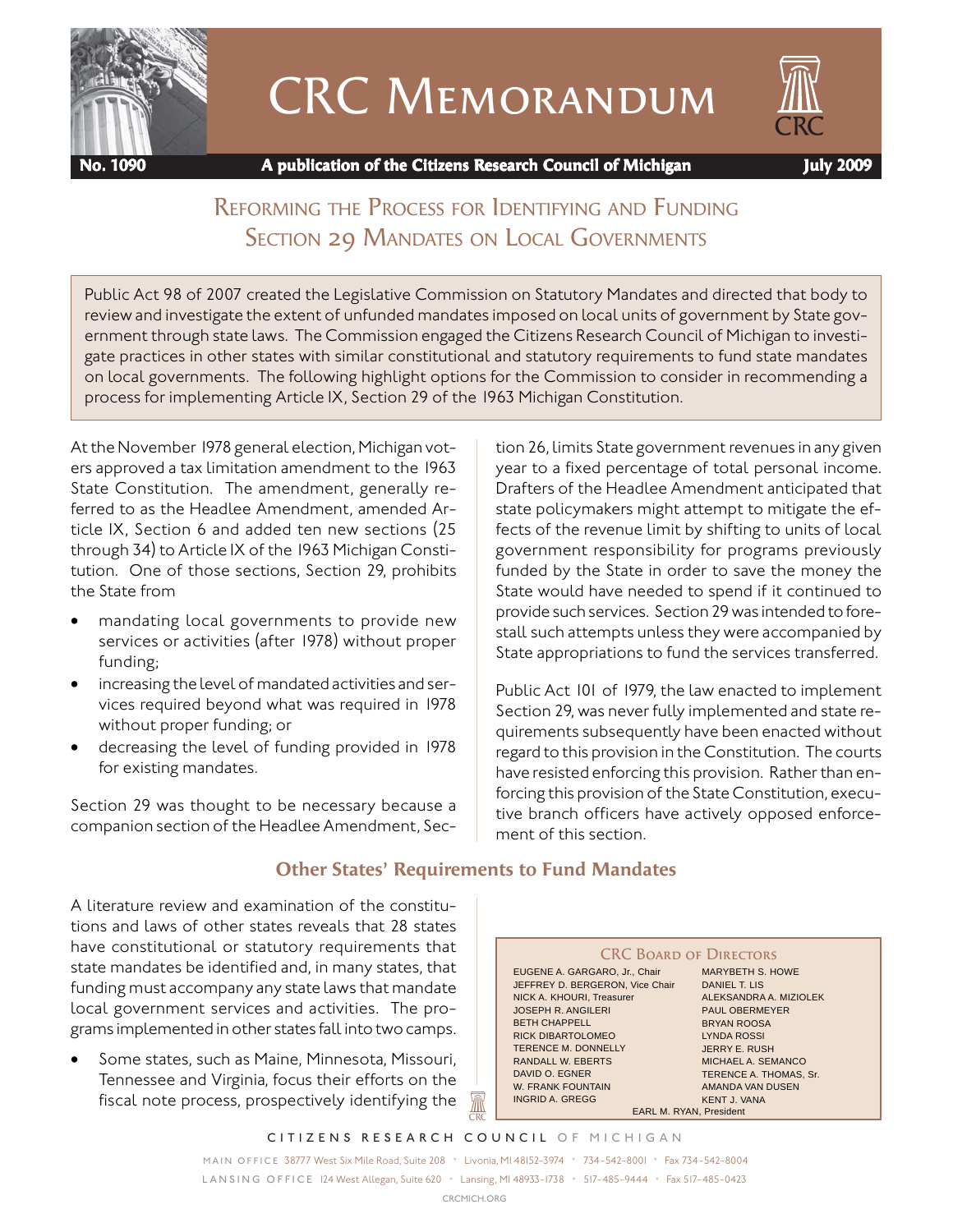# CRC Memorandum

**No. 1090** **A publication of the Citizens Research Council of Michigan** **July 2009**

## Reforming the Process for Identifying and Funding Section 29 Mandates on Local Governments

Public Act 98 of 2007 created the Legislative Commission on Statutory Mandates and directed that body to review and investigate the extent of unfunded mandates imposed on local units of government by State government through state laws. The Commission engaged the Citizens Research Council of Michigan to investigate practices in other states with similar constitutional and statutory requirements to fund state mandates on local governments. The following highlight options for the Commission to consider in recommending a process for implementing Article IX, Section 29 of the 1963 Michigan Constitution.

At the November 1978 general election, Michigan voters approved a tax limitation amendment to the 1963 State Constitution. The amendment, generally referred to as the Headlee Amendment, amended Article IX, Section 6 and added ten new sections (25 through 34) to Article IX of the 1963 Michigan Constitution. One of those sections, Section 29, prohibits the State from

- mandating local governments to provide new services or activities (after 1978) without proper funding;
- increasing the level of mandated activities and services required beyond what was required in 1978 without proper funding; or
- decreasing the level of funding provided in 1978 for existing mandates.

Section 29 was thought to be necessary because a companion section of the Headlee Amendment, Section 26, limits State government revenues in any given year to a fixed percentage of total personal income. Drafters of the Headlee Amendment anticipated that state policymakers might attempt to mitigate the effects of the revenue limit by shifting to units of local government responsibility for programs previously funded by the State in order to save the money the State would have needed to spend if it continued to provide such services. Section 29 was intended to forestall such attempts unless they were accompanied by State appropriations to fund the services transferred.

Public Act 101 of 1979, the law enacted to implement Section 29, was never fully implemented and state requirements subsequently have been enacted without regard to this provision in the Constitution. The courts have resisted enforcing this provision. Rather than enforcing this provision of the State Constitution, executive branch officers have actively opposed enforcement of this section.

### Other States' Requirements to Fund Mandates

A literature review and examination of the constitutions and laws of other states reveals that 28 states have constitutional or statutory requirements that state mandates be identified and, in many states, that funding must accompany any state laws that mandate local government services and activities. The programs implemented in other states fall into two camps.

- Some states, such as Maine, Minnesota, Missouri, Tennessee and Virginia, focus their efforts on the fiscal note process, prospectively identifying the

**CRC Board of Directors**

| | |
|---|---|
| EUGENE A. GARGARO, Jr., Chair | MARYBETH S. HOWE |
| JEFFREY D. BERGERON, Vice Chair | DANIEL T. LIS |
| NICK A. KHOURI, Treasurer | ALEKSANDRA A. MIZIOLEK |
| JOSEPH R. ANGILERI | PAUL OBERMEYER |
| BETH CHAPPELL | BRYAN ROOSA |
| RICK DIBARTOLOMEO | LYNDA ROSSI |
| TERENCE M. DONNELLY | JERRY E. RUSH |
| RANDALL W. EBERTS | MICHAEL A. SEMANCO |
| DAVID O. EGNER | TERENCE A. THOMAS, Sr. |
| W. FRANK FOUNTAIN | AMANDA VAN DUSEN |
| INGRID A. GREGG | KENT J. VANA |

EARL M. RYAN, President

CITIZENS RESEARCH COUNCIL OF MICHIGAN

MAIN OFFICE 38777 West Six Mile Road, Suite 208 • Livonia, MI 48152-3974 • 734-542-8001 • Fax 734-542-8004

LANSING OFFICE 124 West Allegan, Suite 620 • Lansing, MI 48933-1738 • 517-485-9444 • Fax 517-485-0423

CRCMICH.ORG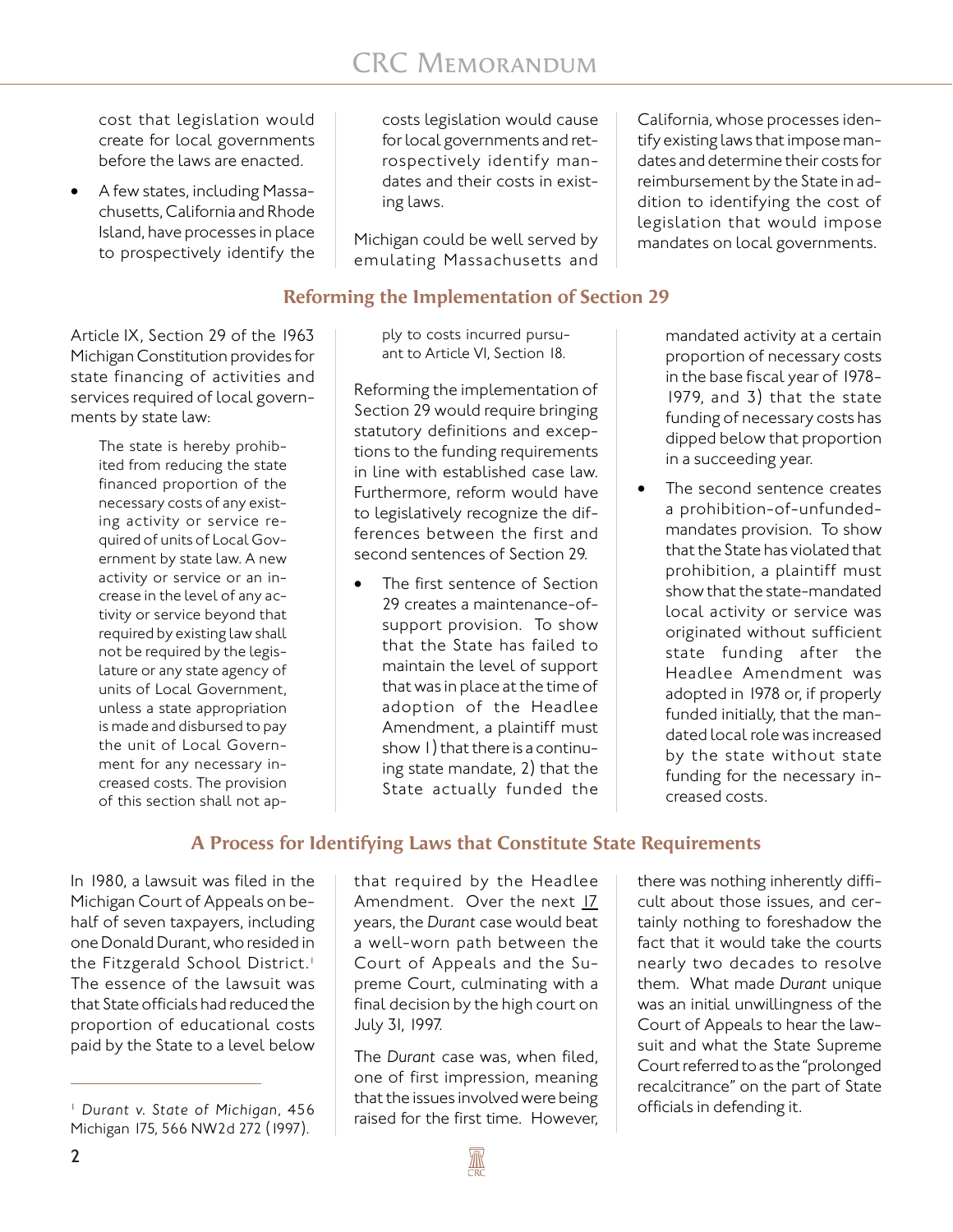cost that legislation would create for local governments before the laws are enacted.

- A few states, including Massachusetts, California and Rhode Island, have processes in place to prospectively identify the costs legislation would cause for local governments and retrospectively identify mandates and their costs in existing laws.

Michigan could be well served by emulating Massachusetts and California, whose processes identify existing laws that impose mandates and determine their costs for reimbursement by the State in addition to identifying the cost of legislation that would impose mandates on local governments.

## Reforming the Implementation of Section 29

Article IX, Section 29 of the 1963 Michigan Constitution provides for state financing of activities and services required of local governments by state law:

> The state is hereby prohibited from reducing the state financed proportion of the necessary costs of any existing activity or service required of units of Local Government by state law. A new activity or service or an increase in the level of any activity or service beyond that required by existing law shall not be required by the legislature or any state agency of units of Local Government, unless a state appropriation is made and disbursed to pay the unit of Local Government for any necessary increased costs. The provision of this section shall not apply to costs incurred pursuant to Article VI, Section 18.

Reforming the implementation of Section 29 would require bringing statutory definitions and exceptions to the funding requirements in line with established case law. Furthermore, reform would have to legislatively recognize the differences between the first and second sentences of Section 29.

- The first sentence of Section 29 creates a maintenance-of-support provision. To show that the State has failed to maintain the level of support that was in place at the time of adoption of the Headlee Amendment, a plaintiff must show 1) that there is a continuing state mandate, 2) that the State actually funded the mandated activity at a certain proportion of necessary costs in the base fiscal year of 1978-1979, and 3) that the state funding of necessary costs has dipped below that proportion in a succeeding year.
- The second sentence creates a prohibition-of-unfunded-mandates provision. To show that the State has violated that prohibition, a plaintiff must show that the state-mandated local activity or service was originated without sufficient state funding after the Headlee Amendment was adopted in 1978 or, if properly funded initially, that the mandated local role was increased by the state without state funding for the necessary increased costs.

## A Process for Identifying Laws that Constitute State Requirements

In 1980, a lawsuit was filed in the Michigan Court of Appeals on behalf of seven taxpayers, including one Donald Durant, who resided in the Fitzgerald School District.[1] The essence of the lawsuit was that State officials had reduced the proportion of educational costs paid by the State to a level below that required by the Headlee Amendment. Over the next 17 years, the *Durant* case would beat a well-worn path between the Court of Appeals and the Supreme Court, culminating with a final decision by the high court on July 31, 1997.

The *Durant* case was, when filed, one of first impression, meaning that the issues involved were being raised for the first time. However, there was nothing inherently difficult about those issues, and certainly nothing to foreshadow the fact that it would take the courts nearly two decades to resolve them. What made *Durant* unique was an initial unwillingness of the Court of Appeals to hear the lawsuit and what the State Supreme Court referred to as the "prolonged recalcitrance" on the part of State officials in defending it.

[1] *Durant v. State of Michigan*, 456 Michigan 175, 566 NW2d 272 (1997).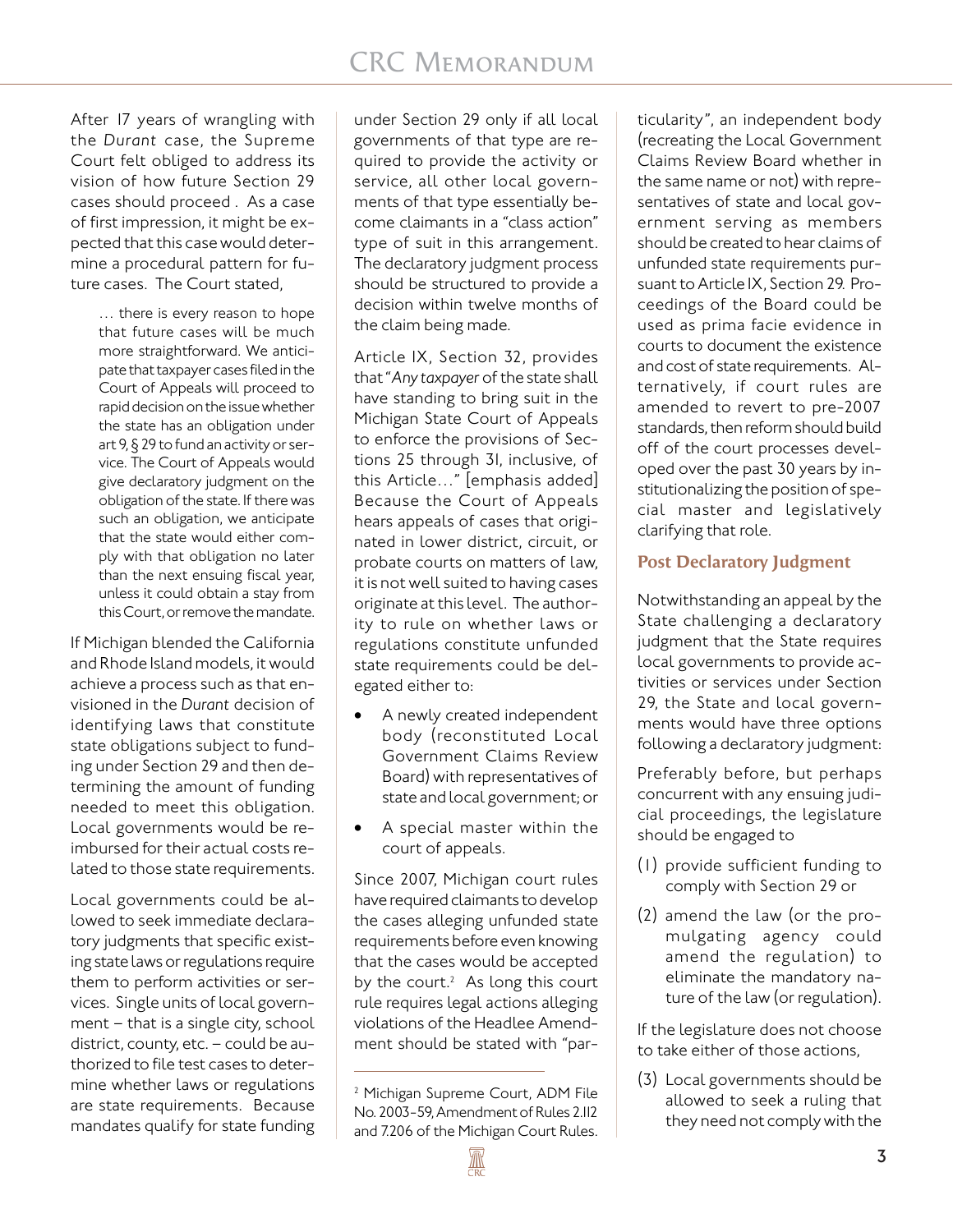After 17 years of wrangling with the *Durant* case, the Supreme Court felt obliged to address its vision of how future Section 29 cases should proceed . As a case of first impression, it might be expected that this case would determine a procedural pattern for future cases. The Court stated,

> … there is every reason to hope that future cases will be much more straightforward. We anticipate that taxpayer cases filed in the Court of Appeals will proceed to rapid decision on the issue whether the state has an obligation under art 9, § 29 to fund an activity or service. The Court of Appeals would give declaratory judgment on the obligation of the state. If there was such an obligation, we anticipate that the state would either comply with that obligation no later than the next ensuing fiscal year, unless it could obtain a stay from this Court, or remove the mandate.

If Michigan blended the California and Rhode Island models, it would achieve a process such as that envisioned in the *Durant* decision of identifying laws that constitute state obligations subject to funding under Section 29 and then determining the amount of funding needed to meet this obligation. Local governments would be reimbursed for their actual costs related to those state requirements.

Local governments could be allowed to seek immediate declaratory judgments that specific existing state laws or regulations require them to perform activities or services. Single units of local government – that is a single city, school district, county, etc. – could be authorized to file test cases to determine whether laws or regulations are state requirements. Because mandates qualify for state funding under Section 29 only if all local governments of that type are required to provide the activity or service, all other local governments of that type essentially become claimants in a "class action" type of suit in this arrangement. The declaratory judgment process should be structured to provide a decision within twelve months of the claim being made.

Article IX, Section 32, provides that "*Any taxpayer* of the state shall have standing to bring suit in the Michigan State Court of Appeals to enforce the provisions of Sections 25 through 31, inclusive, of this Article…" [emphasis added] Because the Court of Appeals hears appeals of cases that originated in lower district, circuit, or probate courts on matters of law, it is not well suited to having cases originate at this level. The authority to rule on whether laws or regulations constitute unfunded state requirements could be delegated either to:

- A newly created independent body (reconstituted Local Government Claims Review Board) with representatives of state and local government; or
- A special master within the court of appeals.

Since 2007, Michigan court rules have required claimants to develop the cases alleging unfunded state requirements before even knowing that the cases would be accepted by the court.[2] As long this court rule requires legal actions alleging violations of the Headlee Amendment should be stated with "particularity", an independent body (recreating the Local Government Claims Review Board whether in the same name or not) with representatives of state and local government serving as members should be created to hear claims of unfunded state requirements pursuant to Article IX, Section 29. Proceedings of the Board could be used as prima facie evidence in courts to document the existence and cost of state requirements. Alternatively, if court rules are amended to revert to pre-2007 standards, then reform should build off of the court processes developed over the past 30 years by institutionalizing the position of special master and legislatively clarifying that role.

### Post Declaratory Judgment

Notwithstanding an appeal by the State challenging a declaratory judgment that the State requires local governments to provide activities or services under Section 29, the State and local governments would have three options following a declaratory judgment:

Preferably before, but perhaps concurrent with any ensuing judicial proceedings, the legislature should be engaged to

(1) provide sufficient funding to comply with Section 29 or

(2) amend the law (or the promulgating agency could amend the regulation) to eliminate the mandatory nature of the law (or regulation).

If the legislature does not choose to take either of those actions,

(3) Local governments should be allowed to seek a ruling that they need not comply with the

[2] Michigan Supreme Court, ADM File No. 2003-59, Amendment of Rules 2.112 and 7.206 of the Michigan Court Rules.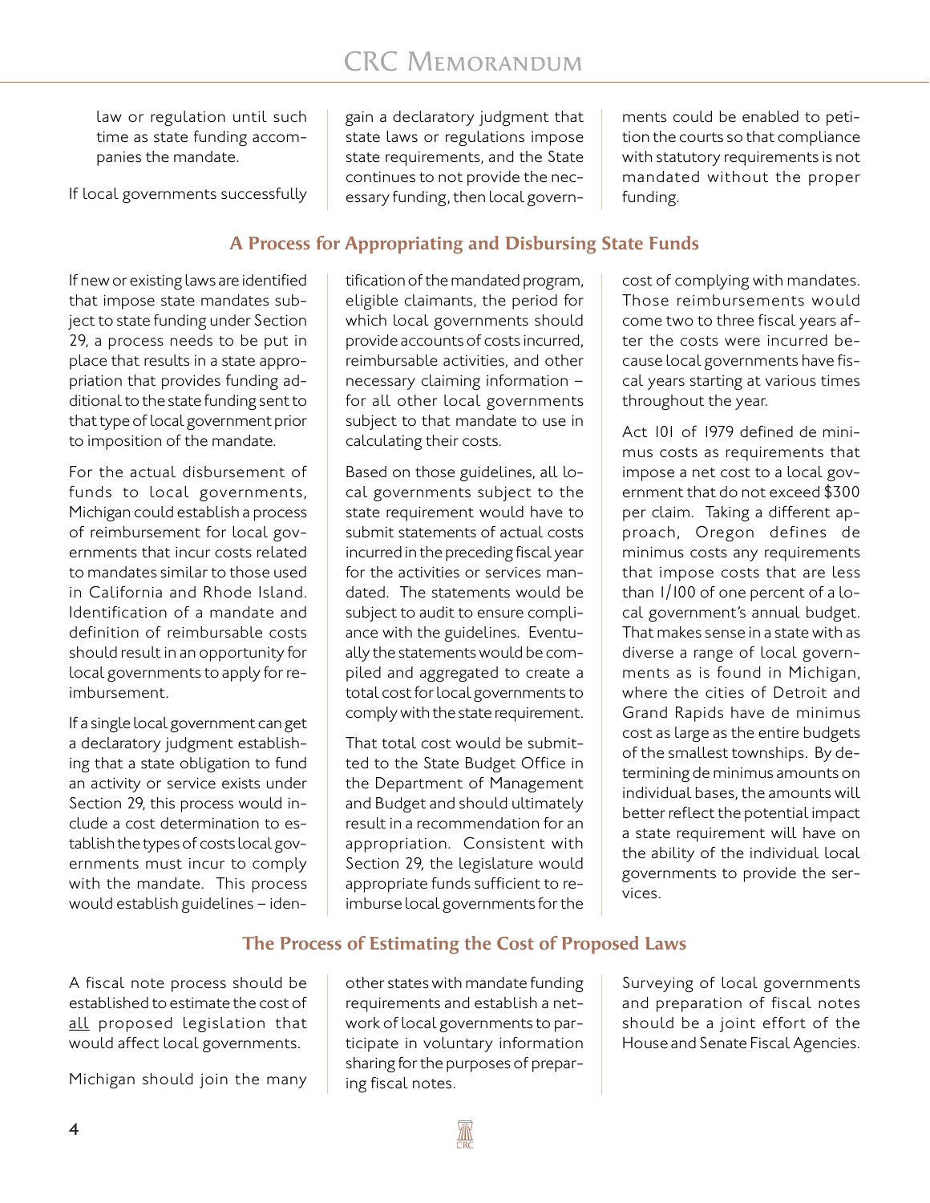law or regulation until such time as state funding accompanies the mandate.

If local governments successfully gain a declaratory judgment that state laws or regulations impose state requirements, and the State continues to not provide the necessary funding, then local governments could be enabled to petition the courts so that compliance with statutory requirements is not mandated without the proper funding.

## A Process for Appropriating and Disbursing State Funds

If new or existing laws are identified that impose state mandates subject to state funding under Section 29, a process needs to be put in place that results in a state appropriation that provides funding additional to the state funding sent to that type of local government prior to imposition of the mandate.

For the actual disbursement of funds to local governments, Michigan could establish a process of reimbursement for local governments that incur costs related to mandates similar to those used in California and Rhode Island. Identification of a mandate and definition of reimbursable costs should result in an opportunity for local governments to apply for reimbursement.

If a single local government can get a declaratory judgment establishing that a state obligation to fund an activity or service exists under Section 29, this process would include a cost determination to establish the types of costs local governments must incur to comply with the mandate. This process would establish guidelines – identification of the mandated program, eligible claimants, the period for which local governments should provide accounts of costs incurred, reimbursable activities, and other necessary claiming information – for all other local governments subject to that mandate to use in calculating their costs.

Based on those guidelines, all local governments subject to the state requirement would have to submit statements of actual costs incurred in the preceding fiscal year for the activities or services mandated. The statements would be subject to audit to ensure compliance with the guidelines. Eventually the statements would be compiled and aggregated to create a total cost for local governments to comply with the state requirement.

That total cost would be submitted to the State Budget Office in the Department of Management and Budget and should ultimately result in a recommendation for an appropriation. Consistent with Section 29, the legislature would appropriate funds sufficient to reimburse local governments for the cost of complying with mandates. Those reimbursements would come two to three fiscal years after the costs were incurred because local governments have fiscal years starting at various times throughout the year.

Act 101 of 1979 defined de minimus costs as requirements that impose a net cost to a local government that do not exceed $300 per claim. Taking a different approach, Oregon defines de minimus costs any requirements that impose costs that are less than 1/100 of one percent of a local government's annual budget. That makes sense in a state with as diverse a range of local governments as is found in Michigan, where the cities of Detroit and Grand Rapids have de minimus cost as large as the entire budgets of the smallest townships. By determining de minimus amounts on individual bases, the amounts will better reflect the potential impact a state requirement will have on the ability of the individual local governments to provide the services.

## The Process of Estimating the Cost of Proposed Laws

A fiscal note process should be established to estimate the cost of <u>all</u> proposed legislation that would affect local governments.

Michigan should join the many other states with mandate funding requirements and establish a network of local governments to participate in voluntary information sharing for the purposes of preparing fiscal notes.

Surveying of local governments and preparation of fiscal notes should be a joint effort of the House and Senate Fiscal Agencies.